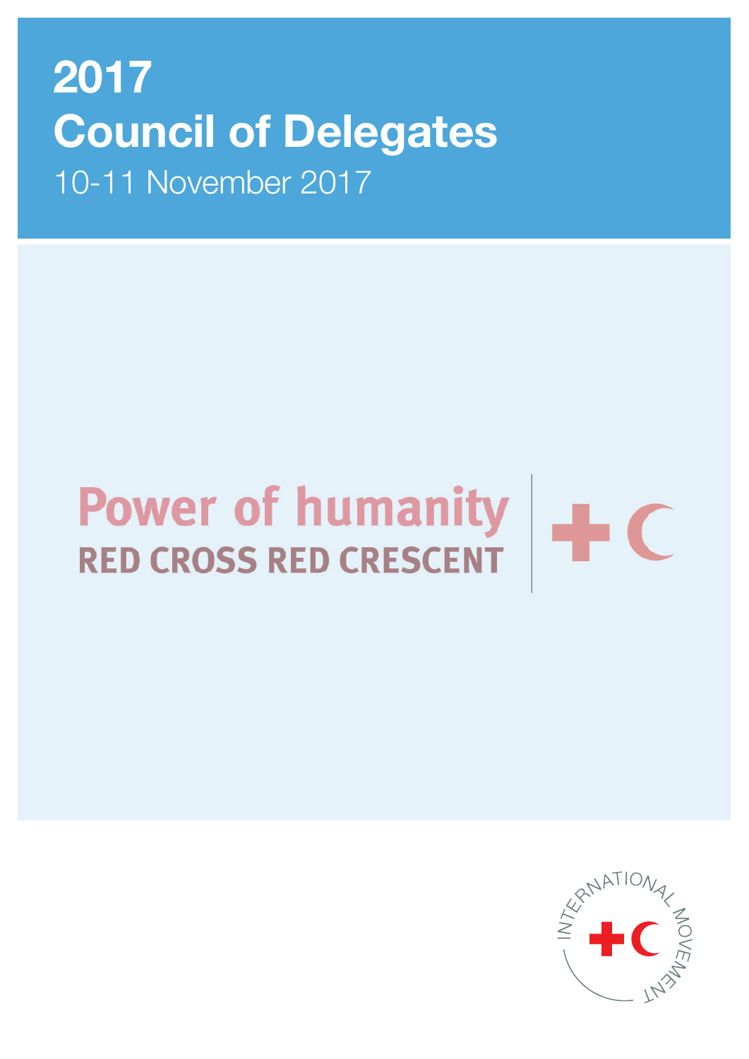# 2017 Council of Delegates

10-11 November 2017

Power of humanity

RED CROSS RED CRESCENT

INTERNATIONAL MOVEMENT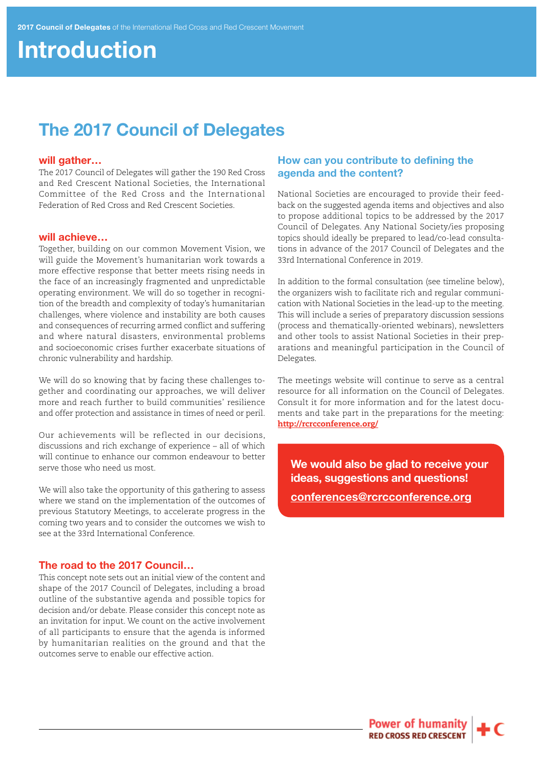# Introduction

## The 2017 Council of Delegates

### will gather…

The 2017 Council of Delegates will gather the 190 Red Cross and Red Crescent National Societies, the International Committee of the Red Cross and the International Federation of Red Cross and Red Crescent Societies.

### will achieve…

Together, building on our common Movement Vision, we will guide the Movement's humanitarian work towards a more effective response that better meets rising needs in the face of an increasingly fragmented and unpredictable operating environment. We will do so together in recognition of the breadth and complexity of today's humanitarian challenges, where violence and instability are both causes and consequences of recurring armed conflict and suffering and where natural disasters, environmental problems and socioeconomic crises further exacerbate situations of chronic vulnerability and hardship.

We will do so knowing that by facing these challenges together and coordinating our approaches, we will deliver more and reach further to build communities' resilience and offer protection and assistance in times of need or peril.

Our achievements will be reflected in our decisions, discussions and rich exchange of experience – all of which will continue to enhance our common endeavour to better serve those who need us most.

We will also take the opportunity of this gathering to assess where we stand on the implementation of the outcomes of previous Statutory Meetings, to accelerate progress in the coming two years and to consider the outcomes we wish to see at the 33rd International Conference.

### The road to the 2017 Council…

This concept note sets out an initial view of the content and shape of the 2017 Council of Delegates, including a broad outline of the substantive agenda and possible topics for decision and/or debate. Please consider this concept note as an invitation for input. We count on the active involvement of all participants to ensure that the agenda is informed by humanitarian realities on the ground and that the outcomes serve to enable our effective action.

### How can you contribute to defining the agenda and the content?

National Societies are encouraged to provide their feedback on the suggested agenda items and objectives and also to propose additional topics to be addressed by the 2017 Council of Delegates. Any National Society/ies proposing topics should ideally be prepared to lead/co-lead consultations in advance of the 2017 Council of Delegates and the 33rd International Conference in 2019.

In addition to the formal consultation (see timeline below), the organizers wish to facilitate rich and regular communication with National Societies in the lead-up to the meeting. This will include a series of preparatory discussion sessions (process and thematically-oriented webinars), newsletters and other tools to assist National Societies in their preparations and meaningful participation in the Council of Delegates.

The meetings website will continue to serve as a central resource for all information on the Council of Delegates. Consult it for more information and for the latest documents and take part in the preparations for the meeting: http://rcrcconference.org/

**We would also be glad to receive your ideas, suggestions and questions!**

**conferences@rcrcconference.org**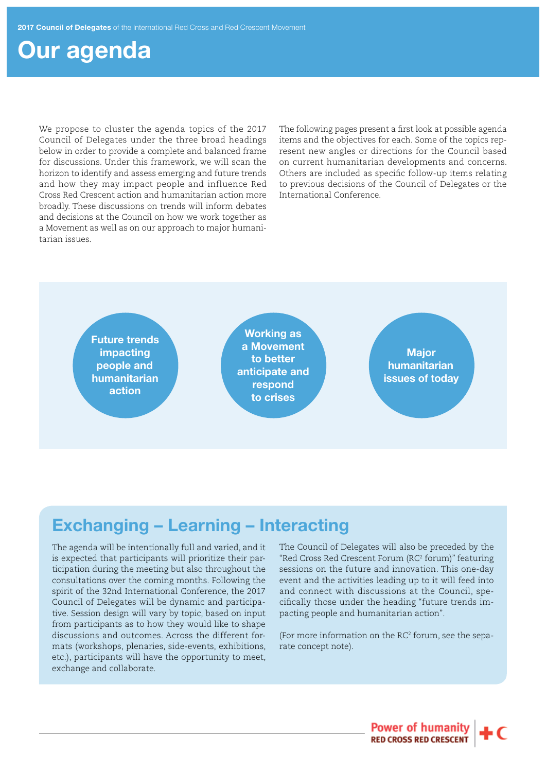2017 **Council of Delegates** of the International Red Cross and Red Crescent Movement

# Our agenda

We propose to cluster the agenda topics of the 2017 Council of Delegates under the three broad headings below in order to provide a complete and balanced frame for discussions. Under this framework, we will scan the horizon to identify and assess emerging and future trends and how they may impact people and influence Red Cross Red Crescent action and humanitarian action more broadly. These discussions on trends will inform debates and decisions at the Council on how we work together as a Movement as well as on our approach to major humanitarian issues.

The following pages present a first look at possible agenda items and the objectives for each. Some of the topics represent new angles or directions for the Council based on current humanitarian developments and concerns. Others are included as specific follow-up items relating to previous decisions of the Council of Delegates or the International Conference.

- **Future trends impacting people and humanitarian action**
- **Working as a Movement to better anticipate and respond to crises**
- **Major humanitarian issues of today**

## Exchanging – Learning – Interacting

The agenda will be intentionally full and varied, and it is expected that participants will prioritize their participation during the meeting but also throughout the consultations over the coming months. Following the spirit of the 32nd International Conference, the 2017 Council of Delegates will be dynamic and participative. Session design will vary by topic, based on input from participants as to how they would like to shape discussions and outcomes. Across the different formats (workshops, plenaries, side-events, exhibitions, etc.), participants will have the opportunity to meet, exchange and collaborate.

The Council of Delegates will also be preceded by the "Red Cross Red Crescent Forum ($RC^2$ forum)" featuring sessions on the future and innovation. This one-day event and the activities leading up to it will feed into and connect with discussions at the Council, specifically those under the heading "future trends impacting people and humanitarian action".

(For more information on the $RC^2$ forum, see the separate concept note).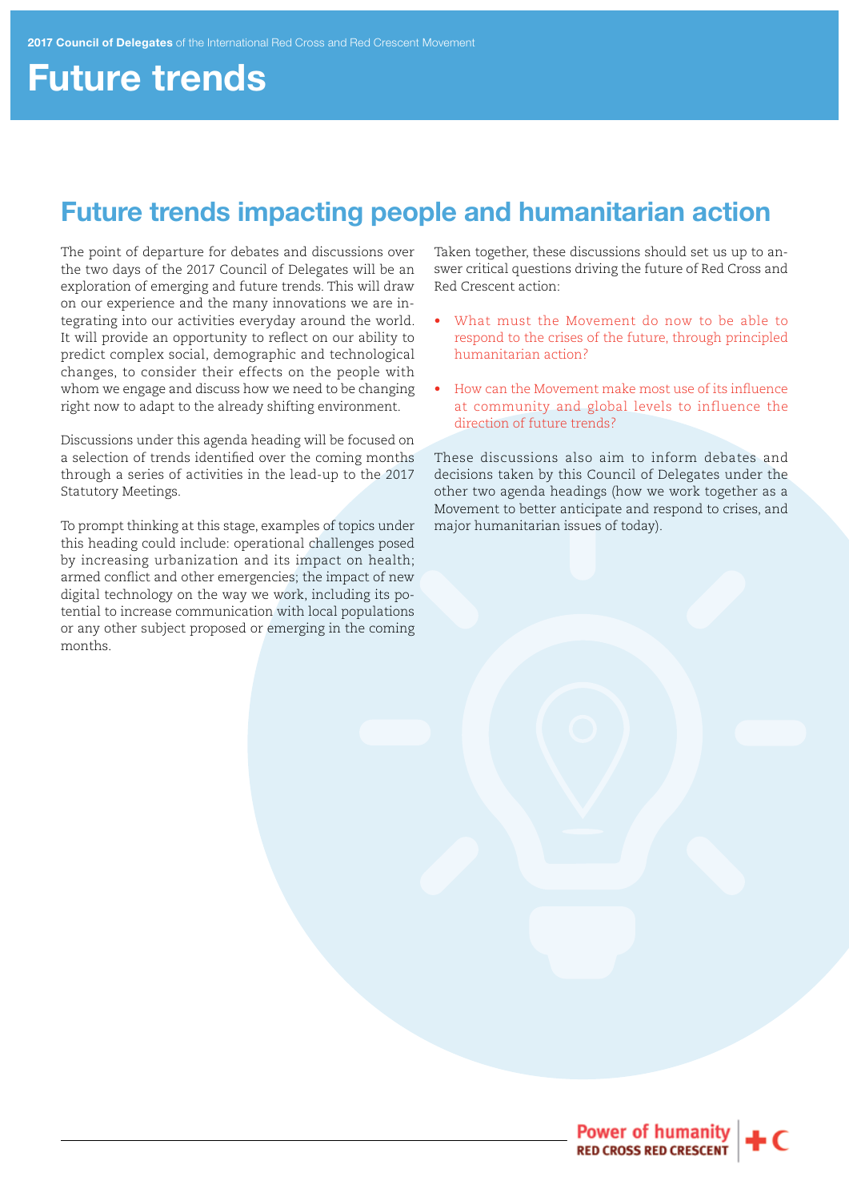# Future trends

## Future trends impacting people and humanitarian action

The point of departure for debates and discussions over the two days of the 2017 Council of Delegates will be an exploration of emerging and future trends. This will draw on our experience and the many innovations we are integrating into our activities everyday around the world. It will provide an opportunity to reflect on our ability to predict complex social, demographic and technological changes, to consider their effects on the people with whom we engage and discuss how we need to be changing right now to adapt to the already shifting environment.

Discussions under this agenda heading will be focused on a selection of trends identified over the coming months through a series of activities in the lead-up to the 2017 Statutory Meetings.

To prompt thinking at this stage, examples of topics under this heading could include: operational challenges posed by increasing urbanization and its impact on health; armed conflict and other emergencies; the impact of new digital technology on the way we work, including its potential to increase communication with local populations or any other subject proposed or emerging in the coming months.

Taken together, these discussions should set us up to answer critical questions driving the future of Red Cross and Red Crescent action:

- What must the Movement do now to be able to respond to the crises of the future, through principled humanitarian action?
- How can the Movement make most use of its influence at community and global levels to influence the direction of future trends?

These discussions also aim to inform debates and decisions taken by this Council of Delegates under the other two agenda headings (how we work together as a Movement to better anticipate and respond to crises, and major humanitarian issues of today).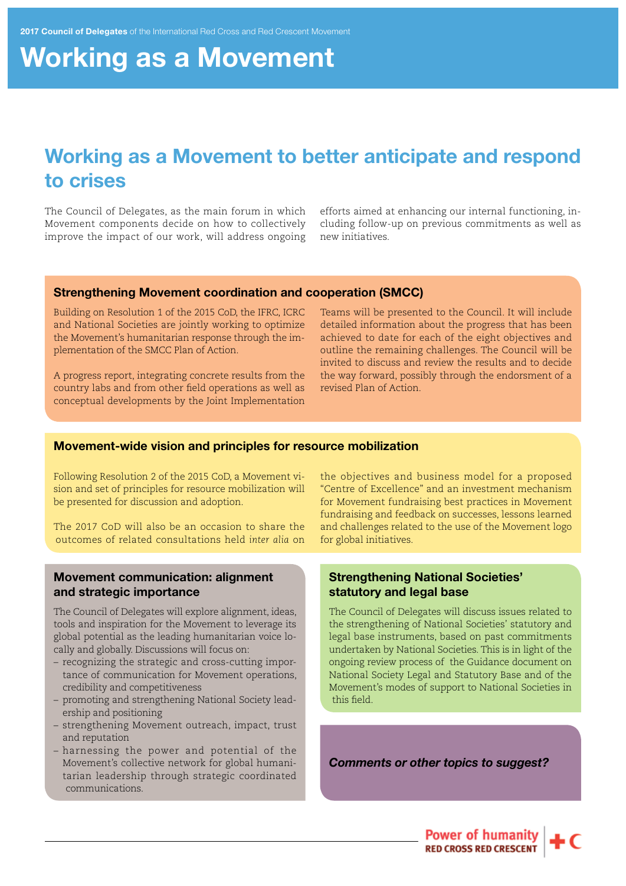2017 Council of Delegates of the International Red Cross and Red Crescent Movement

# Working as a Movement

## Working as a Movement to better anticipate and respond to crises

The Council of Delegates, as the main forum in which Movement components decide on how to collectively improve the impact of our work, will address ongoing efforts aimed at enhancing our internal functioning, including follow-up on previous commitments as well as new initiatives.

### Strengthening Movement coordination and cooperation (SMCC)

Building on Resolution 1 of the 2015 CoD, the IFRC, ICRC and National Societies are jointly working to optimize the Movement's humanitarian response through the implementation of the SMCC Plan of Action.

A progress report, integrating concrete results from the country labs and from other field operations as well as conceptual developments by the Joint Implementation Teams will be presented to the Council. It will include detailed information about the progress that has been achieved to date for each of the eight objectives and outline the remaining challenges. The Council will be invited to discuss and review the results and to decide the way forward, possibly through the endorsment of a revised Plan of Action.

### Movement-wide vision and principles for resource mobilization

Following Resolution 2 of the 2015 CoD, a Movement vision and set of principles for resource mobilization will be presented for discussion and adoption.

The 2017 CoD will also be an occasion to share the outcomes of related consultations held *inter alia* on the objectives and business model for a proposed "Centre of Excellence" and an investment mechanism for Movement fundraising best practices in Movement fundraising and feedback on successes, lessons learned and challenges related to the use of the Movement logo for global initiatives.

### Movement communication: alignment and strategic importance

The Council of Delegates will explore alignment, ideas, tools and inspiration for the Movement to leverage its global potential as the leading humanitarian voice locally and globally. Discussions will focus on:

- recognizing the strategic and cross-cutting importance of communication for Movement operations, credibility and competitiveness
- promoting and strengthening National Society leadership and positioning
- strengthening Movement outreach, impact, trust and reputation
- harnessing the power and potential of the Movement's collective network for global humanitarian leadership through strategic coordinated communications.

### Strengthening National Societies' statutory and legal base

The Council of Delegates will discuss issues related to the strengthening of National Societies' statutory and legal base instruments, based on past commitments undertaken by National Societies. This is in light of the ongoing review process of the Guidance document on National Society Legal and Statutory Base and of the Movement's modes of support to National Societies in this field.

***Comments or other topics to suggest?***

Power of humanity
RED CROSS RED CRESCENT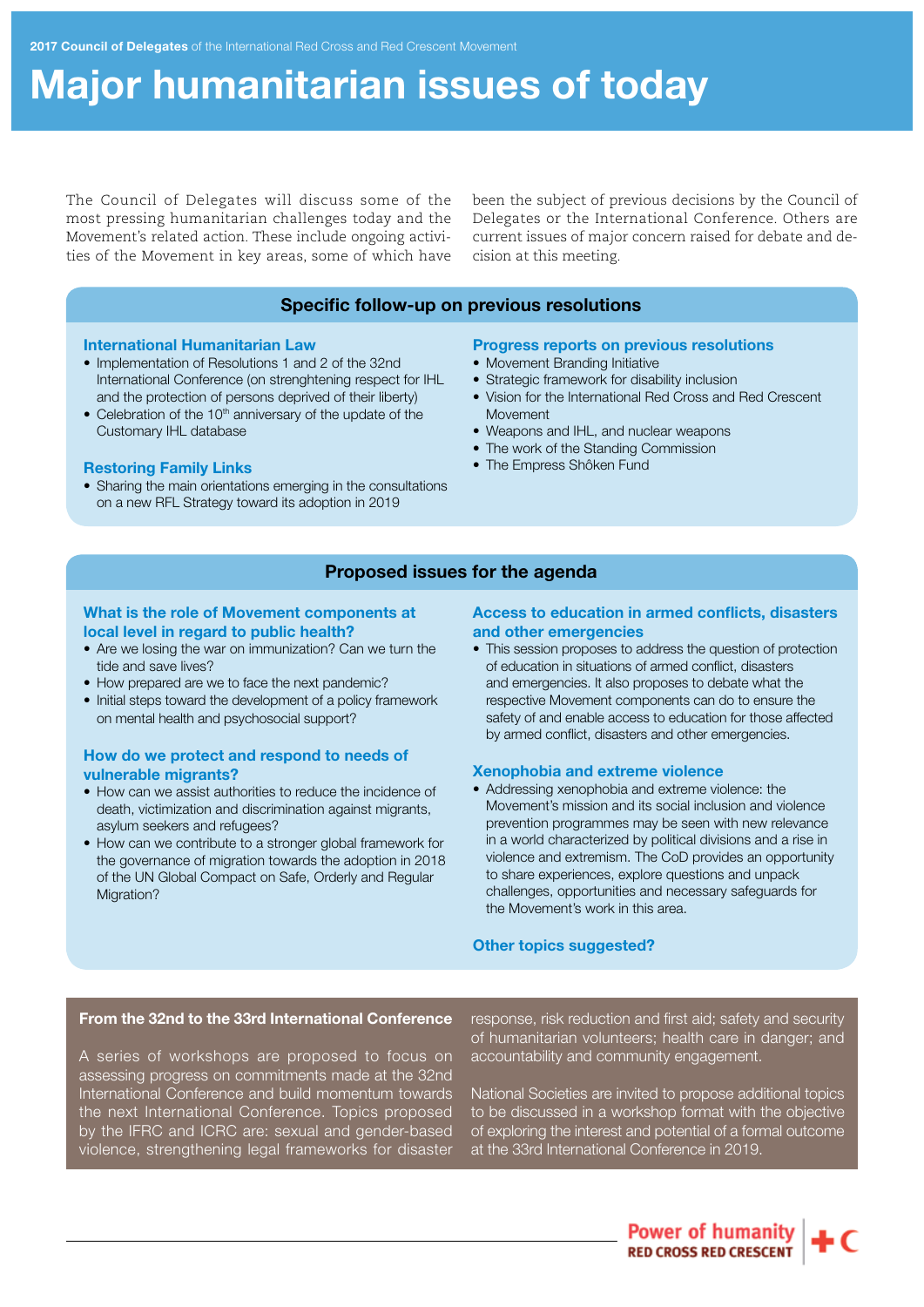2017 **Council of Delegates** of the International Red Cross and Red Crescent Movement

# Major humanitarian issues of today

The Council of Delegates will discuss some of the most pressing humanitarian challenges today and the Movement's related action. These include ongoing activities of the Movement in key areas, some of which have been the subject of previous decisions by the Council of Delegates or the International Conference. Others are current issues of major concern raised for debate and decision at this meeting.

## Specific follow-up on previous resolutions

### International Humanitarian Law

- Implementation of Resolutions 1 and 2 of the 32nd International Conference (on strenghtening respect for IHL and the protection of persons deprived of their liberty)
- Celebration of the 10th anniversary of the update of the Customary IHL database

### Restoring Family Links

- Sharing the main orientations emerging in the consultations on a new RFL Strategy toward its adoption in 2019

### Progress reports on previous resolutions

- Movement Branding Initiative
- Strategic framework for disability inclusion
- Vision for the International Red Cross and Red Crescent Movement
- Weapons and IHL, and nuclear weapons
- The work of the Standing Commission
- The Empress Shôken Fund

## Proposed issues for the agenda

### What is the role of Movement components at local level in regard to public health?

- Are we losing the war on immunization? Can we turn the tide and save lives?
- How prepared are we to face the next pandemic?
- Initial steps toward the development of a policy framework on mental health and psychosocial support?

### How do we protect and respond to needs of vulnerable migrants?

- How can we assist authorities to reduce the incidence of death, victimization and discrimination against migrants, asylum seekers and refugees?
- How can we contribute to a stronger global framework for the governance of migration towards the adoption in 2018 of the UN Global Compact on Safe, Orderly and Regular Migration?

### Access to education in armed conflicts, disasters and other emergencies

- This session proposes to address the question of protection of education in situations of armed conflict, disasters and emergencies. It also proposes to debate what the respective Movement components can do to ensure the safety of and enable access to education for those affected by armed conflict, disasters and other emergencies.

### Xenophobia and extreme violence

- Addressing xenophobia and extreme violence: the Movement's mission and its social inclusion and violence prevention programmes may be seen with new relevance in a world characterized by political divisions and a rise in violence and extremism. The CoD provides an opportunity to share experiences, explore questions and unpack challenges, opportunities and necessary safeguards for the Movement's work in this area.

### Other topics suggested?

## From the 32nd to the 33rd International Conference

A series of workshops are proposed to focus on assessing progress on commitments made at the 32nd International Conference and build momentum towards the next International Conference. Topics proposed by the IFRC and ICRC are: sexual and gender-based violence, strengthening legal frameworks for disaster response, risk reduction and first aid; safety and security of humanitarian volunteers; health care in danger; and accountability and community engagement.

National Societies are invited to propose additional topics to be discussed in a workshop format with the objective of exploring the interest and potential of a formal outcome at the 33rd International Conference in 2019.

Power of humanity
RED CROSS RED CRESCENT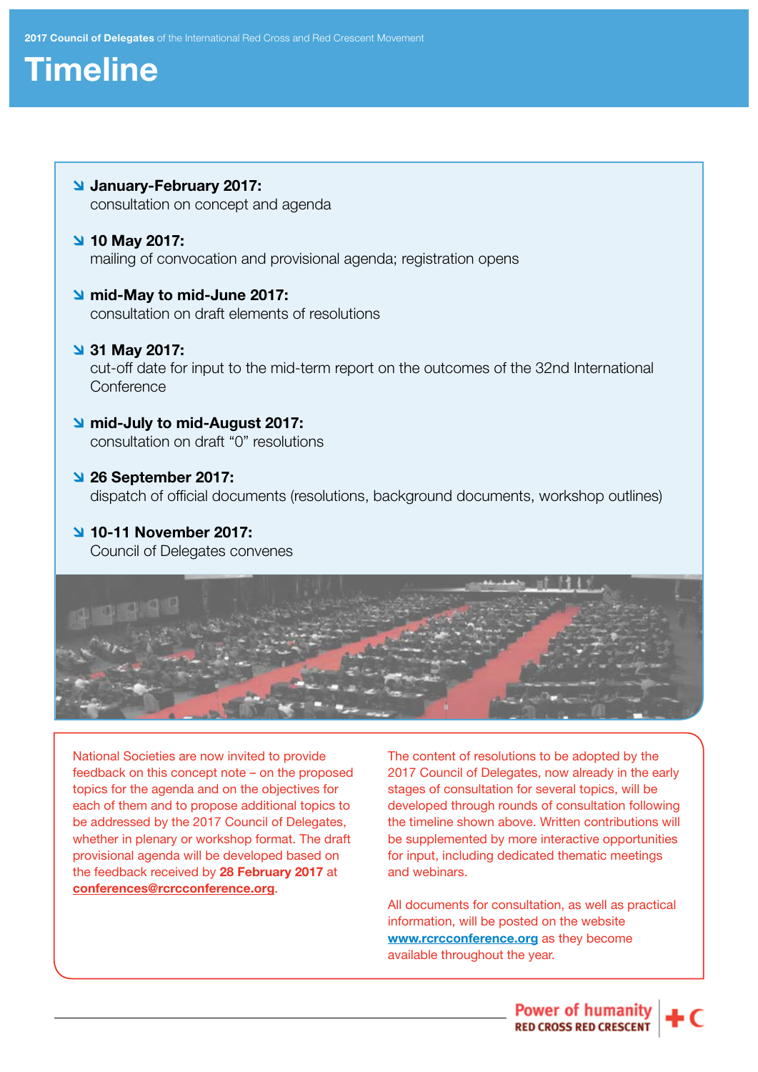2017 Council of Delegates of the International Red Cross and Red Crescent Movement

# Timeline

- **January-February 2017:**
  consultation on concept and agenda

- **10 May 2017:**
  mailing of convocation and provisional agenda; registration opens

- **mid-May to mid-June 2017:**
  consultation on draft elements of resolutions

- **31 May 2017:**
  cut-off date for input to the mid-term report on the outcomes of the 32nd International Conference

- **mid-July to mid-August 2017:**
  consultation on draft "0" resolutions

- **26 September 2017:**
  dispatch of official documents (resolutions, background documents, workshop outlines)

- **10-11 November 2017:**
  Council of Delegates convenes

National Societies are now invited to provide feedback on this concept note – on the proposed topics for the agenda and on the objectives for each of them and to propose additional topics to be addressed by the 2017 Council of Delegates, whether in plenary or workshop format. The draft provisional agenda will be developed based on the feedback received by **28 February 2017** at **conferences@rcrcconference.org**.

The content of resolutions to be adopted by the 2017 Council of Delegates, now already in the early stages of consultation for several topics, will be developed through rounds of consultation following the timeline shown above. Written contributions will be supplemented by more interactive opportunities for input, including dedicated thematic meetings and webinars.

All documents for consultation, as well as practical information, will be posted on the website **www.rcrcconference.org** as they become available throughout the year.

Power of humanity
RED CROSS RED CRESCENT